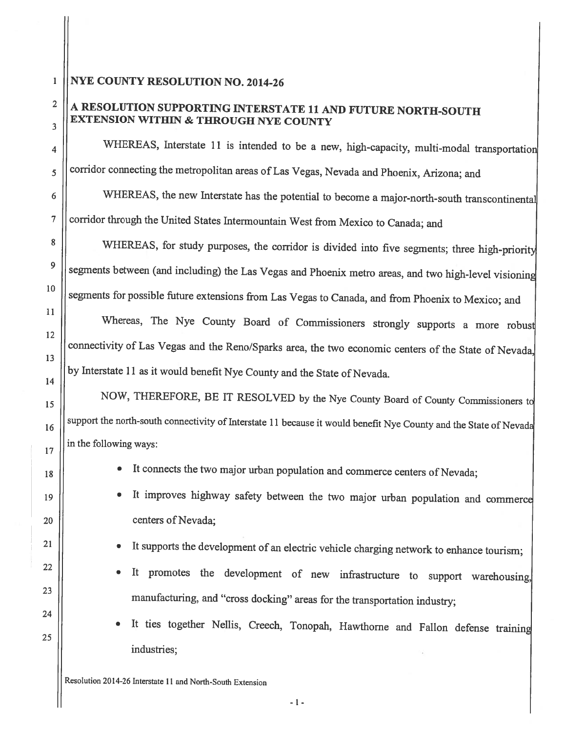# NYE COUNTY RESOLUTION NO. 2014-26

## A RESOLUTION SUPPORTING INTERSTATE 11 AND FUTURE NORTH-SOUTH EXTENSION WITHIN & THROUGH NYE COUNTY

WHEREAS, Interstate 11 is intended to be a new, high-capacity, multi-modal transportation corridor connecting the metropolitan areas of Las Vegas, Nevada and Phoenix, Arizona; and

WHEREAS, the new Interstate has the potential to become a major-north-south transcontinental corridor through the United States Intermountain West from Mexico to Canada; and

WHEREAS, for study purposes, the corridor is divided into five segments; three high-priority segments between (and including) the Las Vegas and Phoenix metro areas, and two high-level visioning segments for possible future extensions from Las Vegas to Canada, and from Phoenix to Mexico; and

Whereas, The Nye County Board of Commissioners strongly supports a more robust connectivity of Las Vegas and the Reno/Sparks area, the two economic centers of the State of Nevada, by Interstate 11 as it would benefit Nye County and the State of Nevada.

NOW, THEREFORE, BE IT RESOLVED by the Nye County Board of County Commissioners to support the north-south connectivity of Interstate 11 because it would benefit Nye County and the State of Nevada in the following ways:

- It connects the two major urban population and commerce centers of Nevada;
- It improves highway safety between the two major urban population and commerce centers of Nevada;
- It supports the development of an electric vehicle charging network to enhance tourism;
- It promotes the development of new infrastructure to support warehousing, manufacturing, and "cross docking" areas for the transportation industry;
- It ties together Nellis, Creech, Tonopah, Hawthorne and Fallon defense training industries;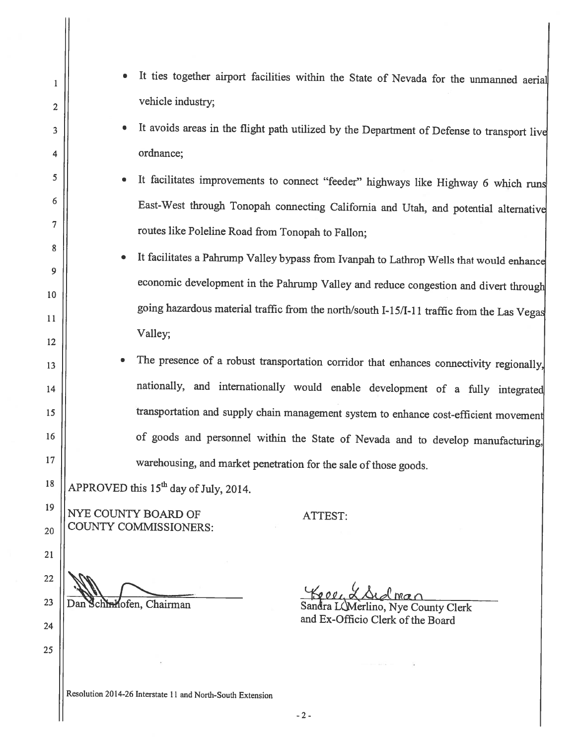- It ties together airport facilities within the State of Nevada for the unmanned aerial vehicle industry;
- It avoids areas in the flight path utilized by the Department of Defense to transport live ordnance;
- It facilitates improvements to connect "feeder" highways like Highway 6 which runs East-West through Tonopah connecting California and Utah, and potential alternative routes like Poleline Road from Tonopah to Fallon;
- It facilitates a Pahrump Valley bypass from Ivanpah to Lathrop Wells that would enhance economic development in the Pahrump Valley and reduce congestion and divert through going hazardous material traffic from the north/south I-15/I-11 traffic from the Las Vegas Valley;
- The presence of a robust transportation corridor that enhances connectivity regionally, nationally, and internationally would enable development of a fully integrated transportation and supply chain management system to enhance cost-efficient movement of goods and personnel within the State of Nevada and to develop manufacturing, warehousing, and market penetration for the sale of those goods.

APPROVED this 15th day of July, 2014.

NYE COUNTY BOARD OF COUNTY COMMISSIONERS:

Dan Schinhofen, Chairman

ATTEST:

Sandra L. Merlino, Nye County Clerk and Ex-Officio Clerk of the Board

Resolution 2014-26 Interstate 11 and North-South Extension